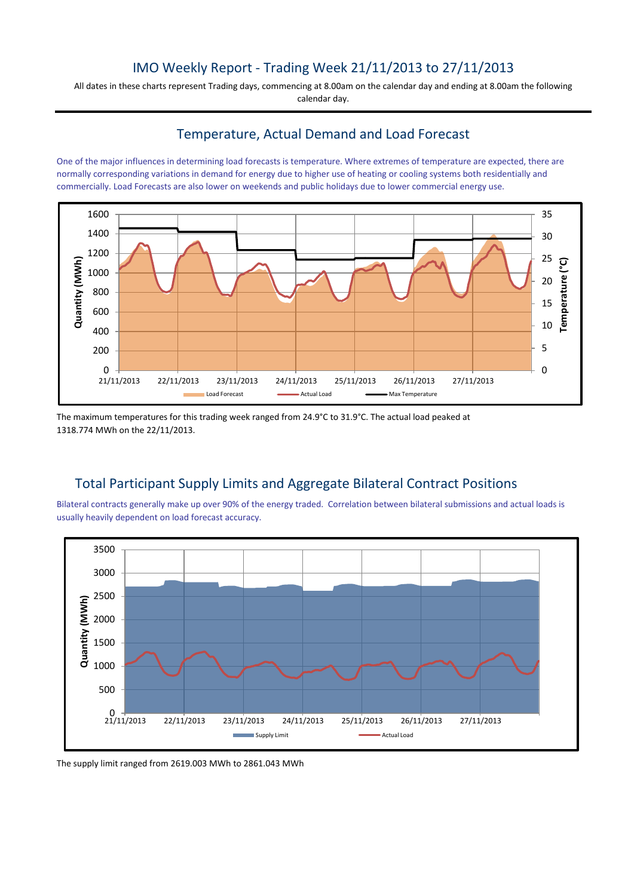# IMO Weekly Report - Trading Week 21/11/2013 to 27/11/2013

All dates in these charts represent Trading days, commencing at 8.00am on the calendar day and ending at 8.00am the following calendar day.

## Temperature, Actual Demand and Load Forecast

One of the major influences in determining load forecasts is temperature. Where extremes of temperature are expected, there are normally corresponding variations in demand for energy due to higher use of heating or cooling systems both residentially and commercially. Load Forecasts are also lower on weekends and public holidays due to lower commercial energy use.

The maximum temperatures for this trading week ranged from 24.9°C to 31.9°C. The actual load peaked at 1318.774 MWh on the 22/11/2013.

## Total Participant Supply Limits and Aggregate Bilateral Contract Positions

Bilateral contracts generally make up over 90% of the energy traded. Correlation between bilateral submissions and actual loads is usually heavily dependent on load forecast accuracy.

The supply limit ranged from 2619.003 MWh to 2861.043 MWh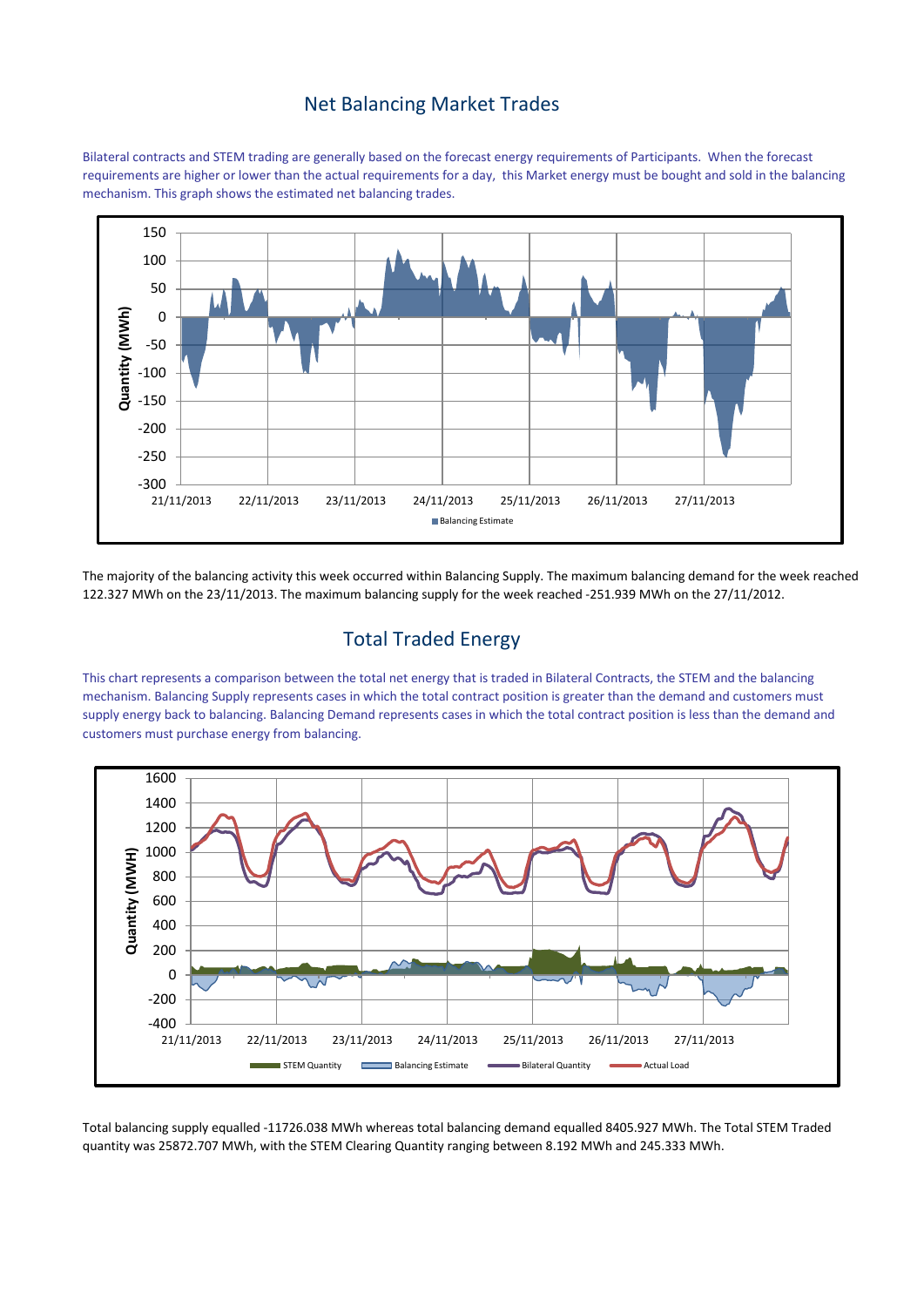## Net Balancing Market Trades

Bilateral contracts and STEM trading are generally based on the forecast energy requirements of Participants. When the forecast requirements are higher or lower than the actual requirements for a day, this Market energy must be bought and sold in the balancing mechanism. This graph shows the estimated net balancing trades.

The majority of the balancing activity this week occurred within Balancing Supply. The maximum balancing demand for the week reached 122.327 MWh on the 23/11/2013. The maximum balancing supply for the week reached -251.939 MWh on the 27/11/2012.

## Total Traded Energy

This chart represents a comparison between the total net energy that is traded in Bilateral Contracts, the STEM and the balancing mechanism. Balancing Supply represents cases in which the total contract position is greater than the demand and customers must supply energy back to balancing. Balancing Demand represents cases in which the total contract position is less than the demand and customers must purchase energy from balancing.

Total balancing supply equalled -11726.038 MWh whereas total balancing demand equalled 8405.927 MWh. The Total STEM Traded quantity was 25872.707 MWh, with the STEM Clearing Quantity ranging between 8.192 MWh and 245.333 MWh.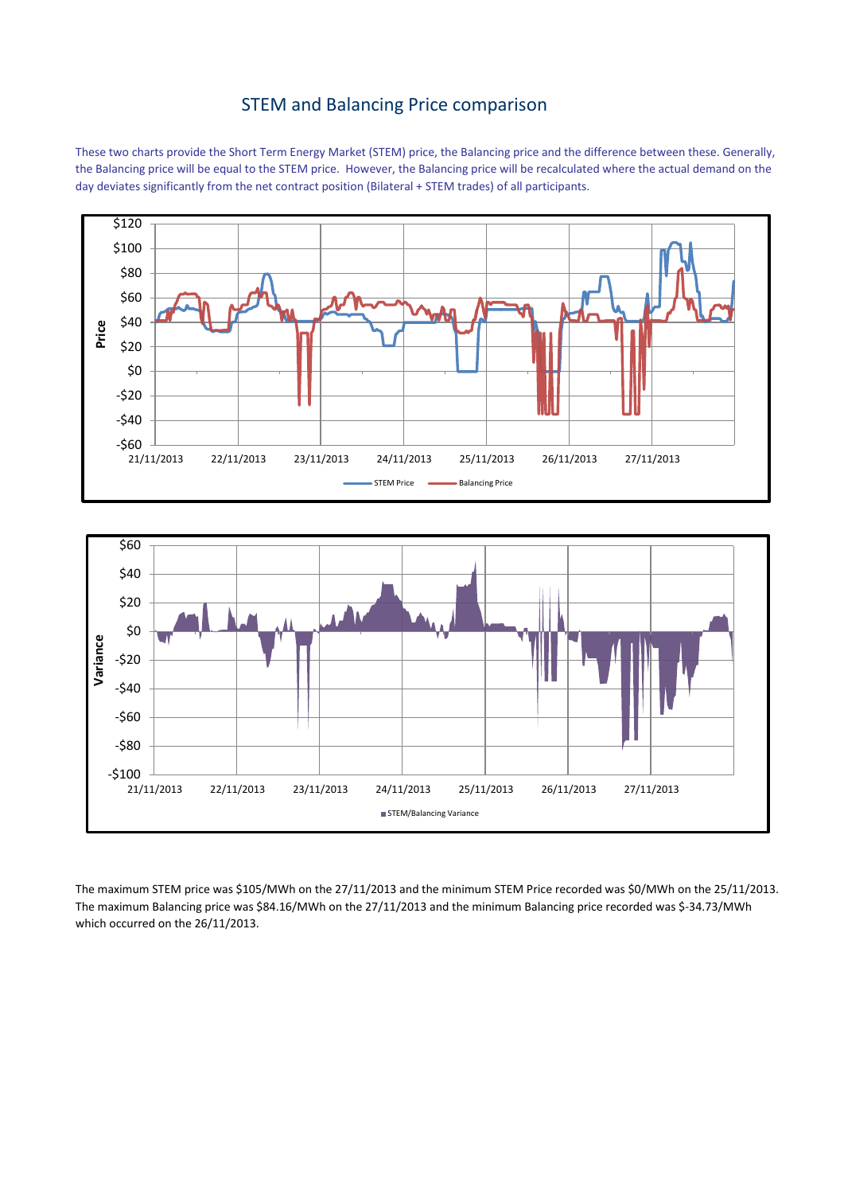# STEM and Balancing Price comparison

These two charts provide the Short Term Energy Market (STEM) price, the Balancing price and the difference between these. Generally, the Balancing price will be equal to the STEM price. However, the Balancing price will be recalculated where the actual demand on the day deviates significantly from the net contract position (Bilateral + STEM trades) of all participants.

Price

$120
$100
$80
$60
$40
$20
$0
-$20
-$40
-$60

21/11/2013 22/11/2013 23/11/2013 24/11/2013 25/11/2013 26/11/2013 27/11/2013

STEM Price
Balancing Price

Variance

$60
$40
$20
$0
-$20
-$40
-$60
-$80
-$100

21/11/2013 22/11/2013 23/11/2013 24/11/2013 25/11/2013 26/11/2013 27/11/2013

STEM/Balancing Variance

The maximum STEM price was $105/MWh on the 27/11/2013 and the minimum STEM Price recorded was $0/MWh on the 25/11/2013. The maximum Balancing price was $84.16/MWh on the 27/11/2013 and the minimum Balancing price recorded was $-34.73/MWh which occurred on the 26/11/2013.